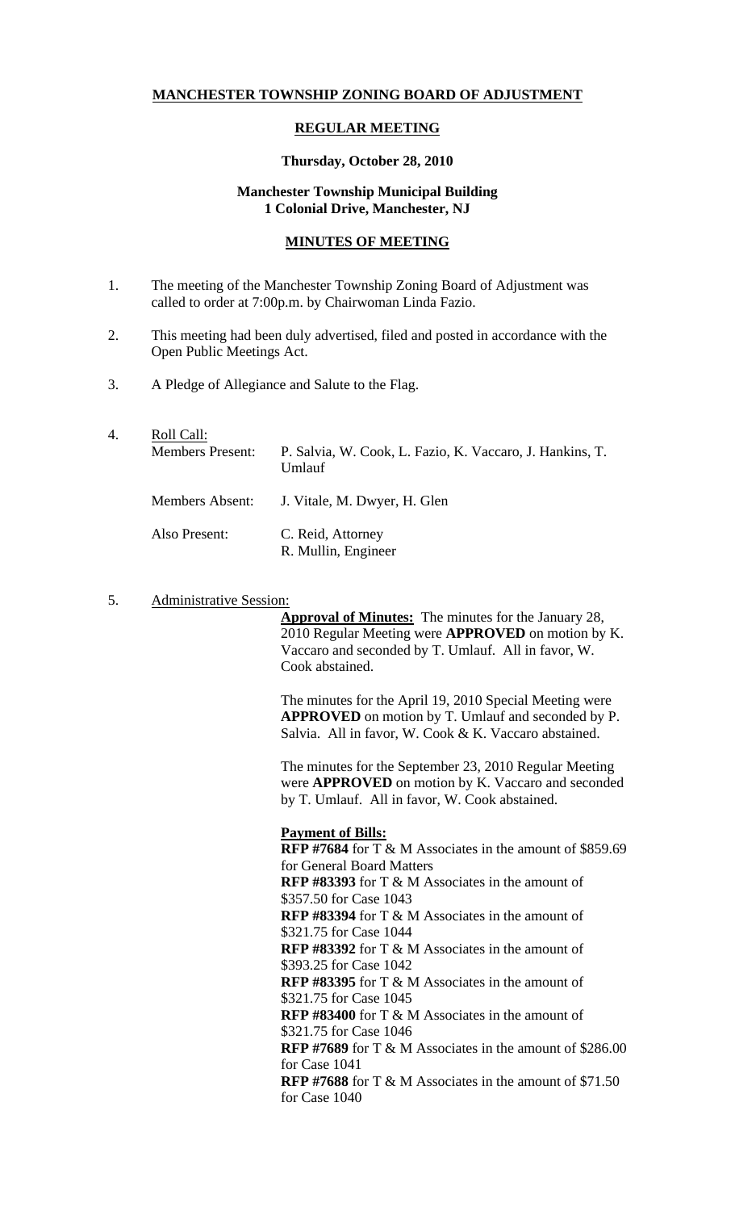# MANCHESTER TOWNSHIP ZONING BOARD OF ADJUSTMENT

## REGULAR MEETING

**Thursday, October 28, 2010**

**Manchester Township Municipal Building**
**1 Colonial Drive, Manchester, NJ**

## MINUTES OF MEETING

1. The meeting of the Manchester Township Zoning Board of Adjustment was called to order at 7:00p.m. by Chairwoman Linda Fazio.

2. This meeting had been duly advertised, filed and posted in accordance with the Open Public Meetings Act.

3. A Pledge of Allegiance and Salute to the Flag.

4. Roll Call:

   Members Present: P. Salvia, W. Cook, L. Fazio, K. Vaccaro, J. Hankins, T. Umlauf

   Members Absent: J. Vitale, M. Dwyer, H. Glen

   Also Present: C. Reid, Attorney
   R. Mullin, Engineer

5. Administrative Session:

   **Approval of Minutes:** The minutes for the January 28, 2010 Regular Meeting were **APPROVED** on motion by K. Vaccaro and seconded by T. Umlauf. All in favor, W. Cook abstained.

   The minutes for the April 19, 2010 Special Meeting were **APPROVED** on motion by T. Umlauf and seconded by P. Salvia. All in favor, W. Cook & K. Vaccaro abstained.

   The minutes for the September 23, 2010 Regular Meeting were **APPROVED** on motion by K. Vaccaro and seconded by T. Umlauf. All in favor, W. Cook abstained.

   **Payment of Bills:**
   **RFP #7684** for T & M Associates in the amount of $859.69 for General Board Matters
   **RFP #83393** for T & M Associates in the amount of $357.50 for Case 1043
   **RFP #83394** for T & M Associates in the amount of $321.75 for Case 1044
   **RFP #83392** for T & M Associates in the amount of $393.25 for Case 1042
   **RFP #83395** for T & M Associates in the amount of $321.75 for Case 1045
   **RFP #83400** for T & M Associates in the amount of $321.75 for Case 1046
   **RFP #7689** for T & M Associates in the amount of $286.00 for Case 1041
   **RFP #7688** for T & M Associates in the amount of $71.50 for Case 1040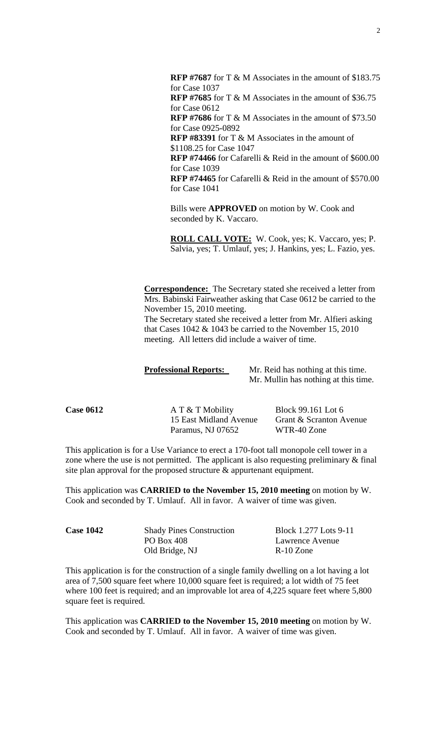**RFP #7687** for T & M Associates in the amount of $183.75 for Case 1037
**RFP #7685** for T & M Associates in the amount of $36.75 for Case 0612
**RFP #7686** for T & M Associates in the amount of $73.50 for Case 0925-0892
**RFP #83391** for T & M Associates in the amount of $1108.25 for Case 1047
**RFP #74466** for Cafarelli & Reid in the amount of $600.00 for Case 1039
**RFP #74465** for Cafarelli & Reid in the amount of $570.00 for Case 1041

Bills were **APPROVED** on motion by W. Cook and seconded by K. Vaccaro.

**ROLL CALL VOTE:** W. Cook, yes; K. Vaccaro, yes; P. Salvia, yes; T. Umlauf, yes; J. Hankins, yes; L. Fazio, yes.

**Correspondence:** The Secretary stated she received a letter from Mrs. Babinski Fairweather asking that Case 0612 be carried to the November 15, 2010 meeting.
The Secretary stated she received a letter from Mr. Alfieri asking that Cases 1042 & 1043 be carried to the November 15, 2010 meeting. All letters did include a waiver of time.

**Professional Reports:** Mr. Reid has nothing at this time.
Mr. Mullin has nothing at this time.

**Case 0612**

A T & T Mobility
15 East Midland Avenue
Paramus, NJ 07652

Block 99.161 Lot 6
Grant & Scranton Avenue
WTR-40 Zone

This application is for a Use Variance to erect a 170-foot tall monopole cell tower in a zone where the use is not permitted. The applicant is also requesting preliminary & final site plan approval for the proposed structure & appurtenant equipment.

This application was **CARRIED to the November 15, 2010 meeting** on motion by W. Cook and seconded by T. Umlauf. All in favor. A waiver of time was given.

**Case 1042**

Shady Pines Construction
PO Box 408
Old Bridge, NJ

Block 1.277 Lots 9-11
Lawrence Avenue
R-10 Zone

This application is for the construction of a single family dwelling on a lot having a lot area of 7,500 square feet where 10,000 square feet is required; a lot width of 75 feet where 100 feet is required; and an improvable lot area of 4,225 square feet where 5,800 square feet is required.

This application was **CARRIED to the November 15, 2010 meeting** on motion by W. Cook and seconded by T. Umlauf. All in favor. A waiver of time was given.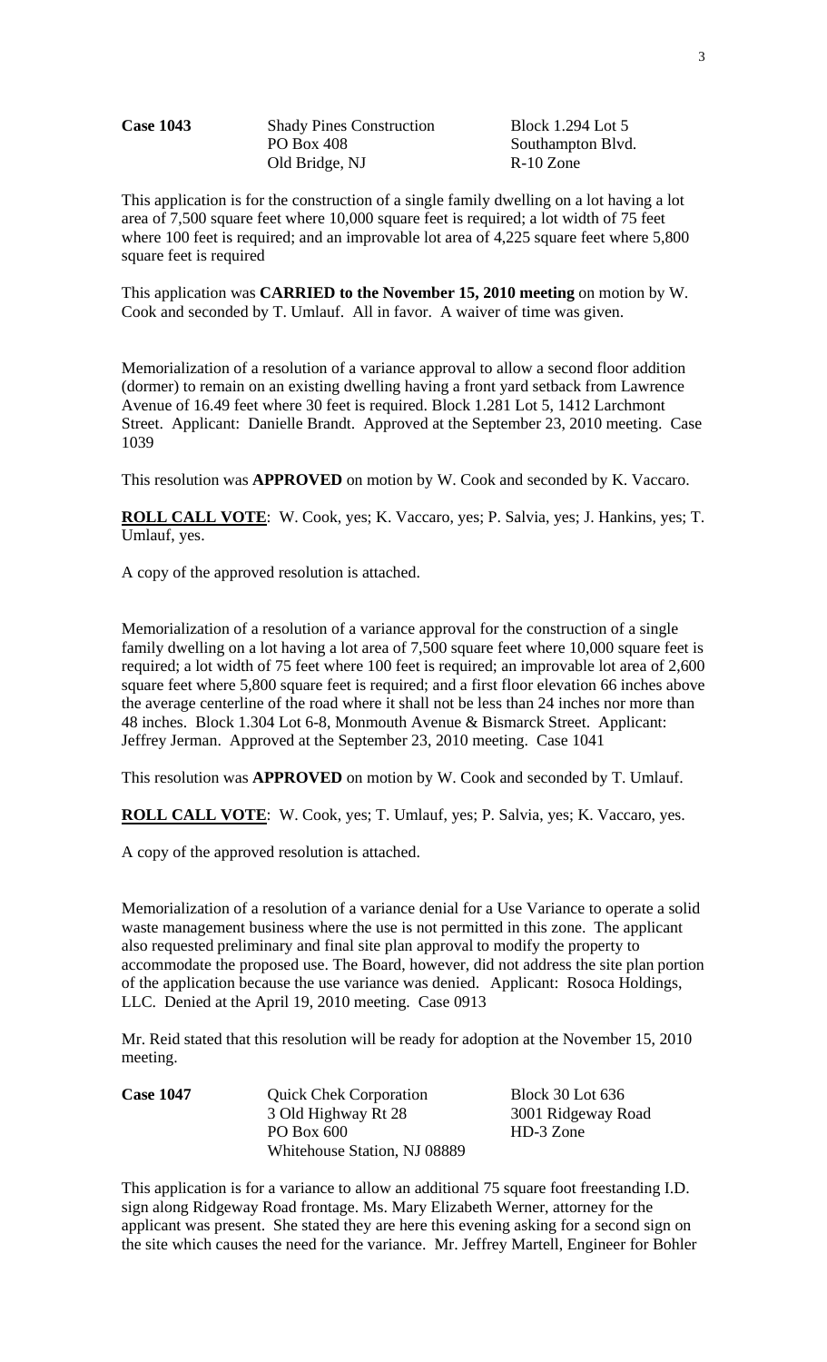| **Case 1043** | Shady Pines Construction | Block 1.294 Lot 5 |
|---|---|---|
| | PO Box 408 | Southampton Blvd. |
| | Old Bridge, NJ | R-10 Zone |

This application is for the construction of a single family dwelling on a lot having a lot area of 7,500 square feet where 10,000 square feet is required; a lot width of 75 feet where 100 feet is required; and an improvable lot area of 4,225 square feet where 5,800 square feet is required

This application was **CARRIED to the November 15, 2010 meeting** on motion by W. Cook and seconded by T. Umlauf. All in favor. A waiver of time was given.

Memorialization of a resolution of a variance approval to allow a second floor addition (dormer) to remain on an existing dwelling having a front yard setback from Lawrence Avenue of 16.49 feet where 30 feet is required. Block 1.281 Lot 5, 1412 Larchmont Street. Applicant: Danielle Brandt. Approved at the September 23, 2010 meeting. Case 1039

This resolution was **APPROVED** on motion by W. Cook and seconded by K. Vaccaro.

**ROLL CALL VOTE**: W. Cook, yes; K. Vaccaro, yes; P. Salvia, yes; J. Hankins, yes; T. Umlauf, yes.

A copy of the approved resolution is attached.

Memorialization of a resolution of a variance approval for the construction of a single family dwelling on a lot having a lot area of 7,500 square feet where 10,000 square feet is required; a lot width of 75 feet where 100 feet is required; an improvable lot area of 2,600 square feet where 5,800 square feet is required; and a first floor elevation 66 inches above the average centerline of the road where it shall not be less than 24 inches nor more than 48 inches. Block 1.304 Lot 6-8, Monmouth Avenue & Bismarck Street. Applicant: Jeffrey Jerman. Approved at the September 23, 2010 meeting. Case 1041

This resolution was **APPROVED** on motion by W. Cook and seconded by T. Umlauf.

**ROLL CALL VOTE**: W. Cook, yes; T. Umlauf, yes; P. Salvia, yes; K. Vaccaro, yes.

A copy of the approved resolution is attached.

Memorialization of a resolution of a variance denial for a Use Variance to operate a solid waste management business where the use is not permitted in this zone. The applicant also requested preliminary and final site plan approval to modify the property to accommodate the proposed use. The Board, however, did not address the site plan portion of the application because the use variance was denied. Applicant: Rosoca Holdings, LLC. Denied at the April 19, 2010 meeting. Case 0913

Mr. Reid stated that this resolution will be ready for adoption at the November 15, 2010 meeting.

| **Case 1047** | Quick Chek Corporation | Block 30 Lot 636 |
|---|---|---|
| | 3 Old Highway Rt 28 | 3001 Ridgeway Road |
| | PO Box 600 | HD-3 Zone |
| | Whitehouse Station, NJ 08889 | |

This application is for a variance to allow an additional 75 square foot freestanding I.D. sign along Ridgeway Road frontage. Ms. Mary Elizabeth Werner, attorney for the applicant was present. She stated they are here this evening asking for a second sign on the site which causes the need for the variance. Mr. Jeffrey Martell, Engineer for Bohler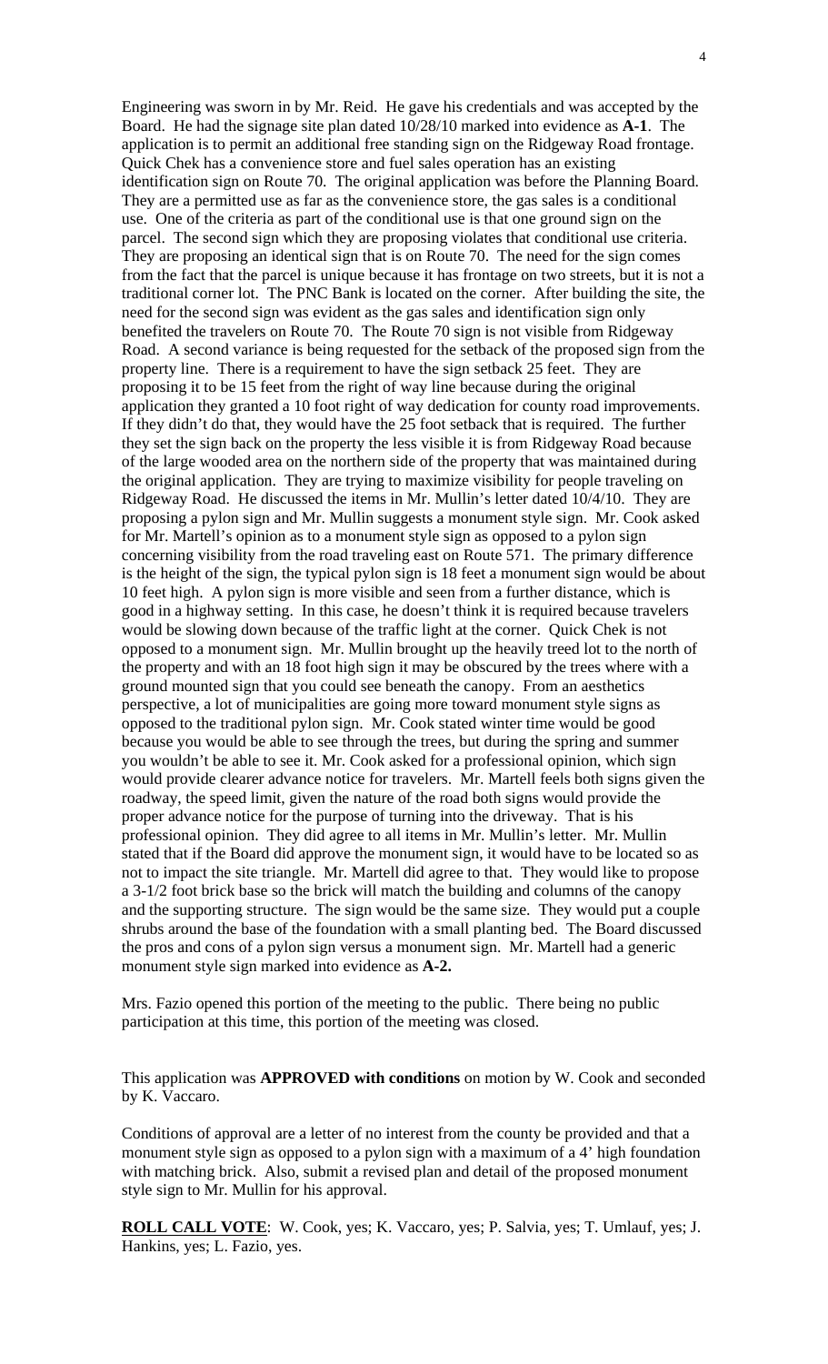Engineering was sworn in by Mr. Reid. He gave his credentials and was accepted by the Board. He had the signage site plan dated 10/28/10 marked into evidence as **A-1**. The application is to permit an additional free standing sign on the Ridgeway Road frontage. Quick Chek has a convenience store and fuel sales operation has an existing identification sign on Route 70. The original application was before the Planning Board. They are a permitted use as far as the convenience store, the gas sales is a conditional use. One of the criteria as part of the conditional use is that one ground sign on the parcel. The second sign which they are proposing violates that conditional use criteria. They are proposing an identical sign that is on Route 70. The need for the sign comes from the fact that the parcel is unique because it has frontage on two streets, but it is not a traditional corner lot. The PNC Bank is located on the corner. After building the site, the need for the second sign was evident as the gas sales and identification sign only benefited the travelers on Route 70. The Route 70 sign is not visible from Ridgeway Road. A second variance is being requested for the setback of the proposed sign from the property line. There is a requirement to have the sign setback 25 feet. They are proposing it to be 15 feet from the right of way line because during the original application they granted a 10 foot right of way dedication for county road improvements. If they didn't do that, they would have the 25 foot setback that is required. The further they set the sign back on the property the less visible it is from Ridgeway Road because of the large wooded area on the northern side of the property that was maintained during the original application. They are trying to maximize visibility for people traveling on Ridgeway Road. He discussed the items in Mr. Mullin's letter dated 10/4/10. They are proposing a pylon sign and Mr. Mullin suggests a monument style sign. Mr. Cook asked for Mr. Martell's opinion as to a monument style sign as opposed to a pylon sign concerning visibility from the road traveling east on Route 571. The primary difference is the height of the sign, the typical pylon sign is 18 feet a monument sign would be about 10 feet high. A pylon sign is more visible and seen from a further distance, which is good in a highway setting. In this case, he doesn't think it is required because travelers would be slowing down because of the traffic light at the corner. Quick Chek is not opposed to a monument sign. Mr. Mullin brought up the heavily treed lot to the north of the property and with an 18 foot high sign it may be obscured by the trees where with a ground mounted sign that you could see beneath the canopy. From an aesthetics perspective, a lot of municipalities are going more toward monument style signs as opposed to the traditional pylon sign. Mr. Cook stated winter time would be good because you would be able to see through the trees, but during the spring and summer you wouldn't be able to see it. Mr. Cook asked for a professional opinion, which sign would provide clearer advance notice for travelers. Mr. Martell feels both signs given the roadway, the speed limit, given the nature of the road both signs would provide the proper advance notice for the purpose of turning into the driveway. That is his professional opinion. They did agree to all items in Mr. Mullin's letter. Mr. Mullin stated that if the Board did approve the monument sign, it would have to be located so as not to impact the site triangle. Mr. Martell did agree to that. They would like to propose a 3-1/2 foot brick base so the brick will match the building and columns of the canopy and the supporting structure. The sign would be the same size. They would put a couple shrubs around the base of the foundation with a small planting bed. The Board discussed the pros and cons of a pylon sign versus a monument sign. Mr. Martell had a generic monument style sign marked into evidence as **A-2.**

Mrs. Fazio opened this portion of the meeting to the public. There being no public participation at this time, this portion of the meeting was closed.

This application was **APPROVED with conditions** on motion by W. Cook and seconded by K. Vaccaro.

Conditions of approval are a letter of no interest from the county be provided and that a monument style sign as opposed to a pylon sign with a maximum of a 4' high foundation with matching brick. Also, submit a revised plan and detail of the proposed monument style sign to Mr. Mullin for his approval.

**ROLL CALL VOTE**: W. Cook, yes; K. Vaccaro, yes; P. Salvia, yes; T. Umlauf, yes; J. Hankins, yes; L. Fazio, yes.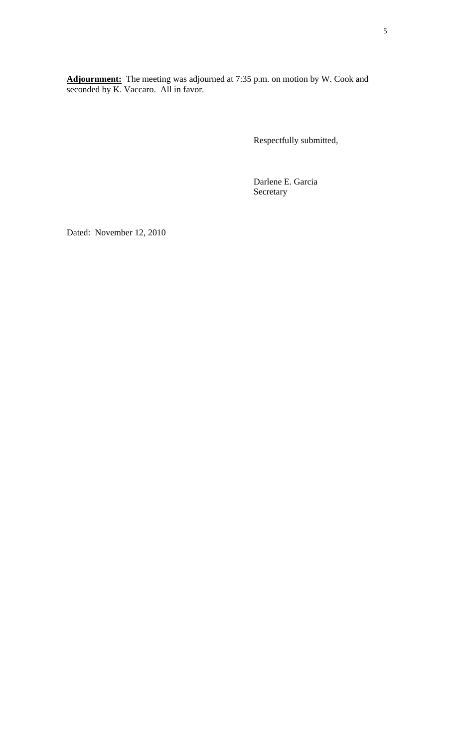**Adjournment:** The meeting was adjourned at 7:35 p.m. on motion by W. Cook and seconded by K. Vaccaro. All in favor.

Respectfully submitted,

Darlene E. Garcia
Secretary

Dated: November 12, 2010